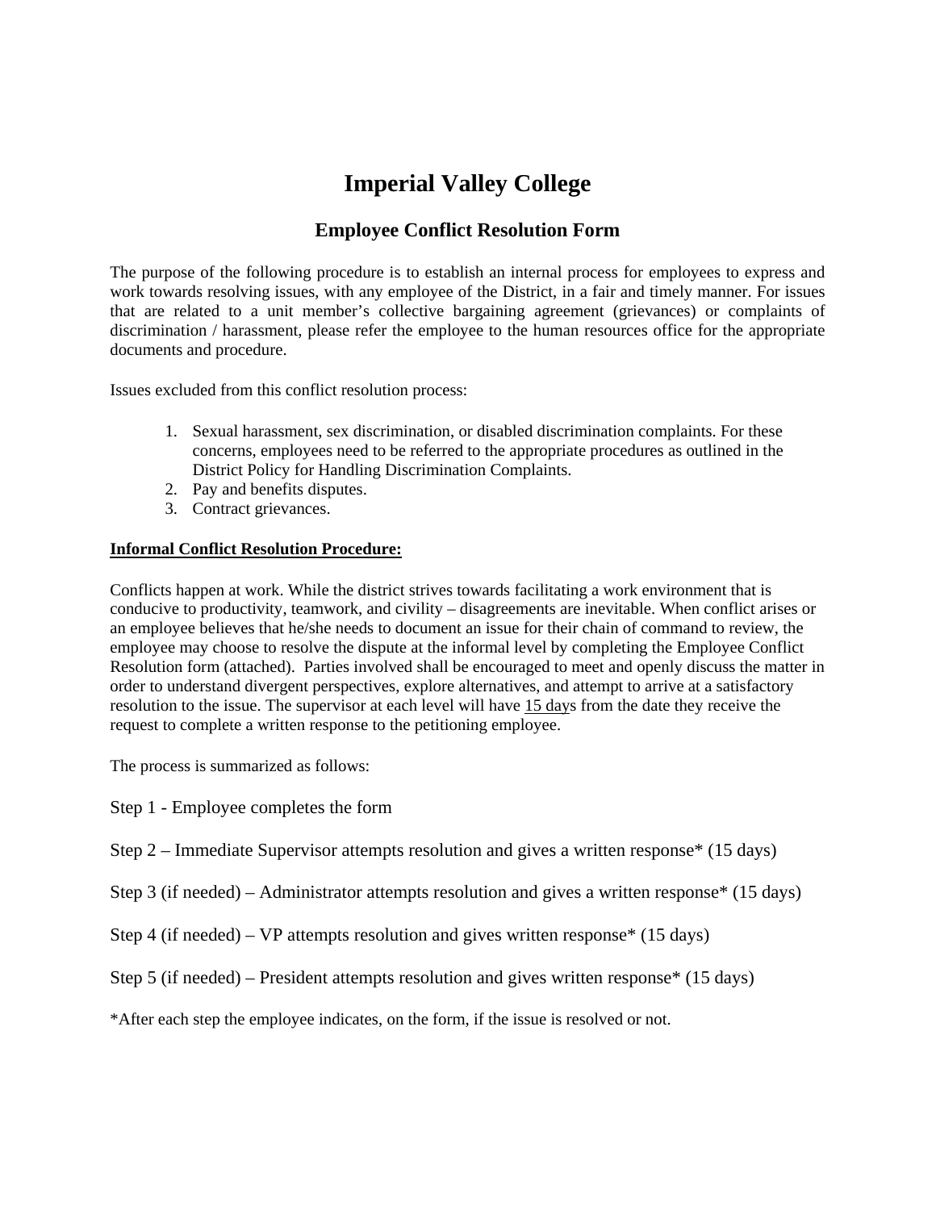# Imperial Valley College

## Employee Conflict Resolution Form

The purpose of the following procedure is to establish an internal process for employees to express and work towards resolving issues, with any employee of the District, in a fair and timely manner. For issues that are related to a unit member's collective bargaining agreement (grievances) or complaints of discrimination / harassment, please refer the employee to the human resources office for the appropriate documents and procedure.

Issues excluded from this conflict resolution process:

1. Sexual harassment, sex discrimination, or disabled discrimination complaints. For these concerns, employees need to be referred to the appropriate procedures as outlined in the District Policy for Handling Discrimination Complaints.
2. Pay and benefits disputes.
3. Contract grievances.

**Informal Conflict Resolution Procedure:**

Conflicts happen at work. While the district strives towards facilitating a work environment that is conducive to productivity, teamwork, and civility – disagreements are inevitable. When conflict arises or an employee believes that he/she needs to document an issue for their chain of command to review, the employee may choose to resolve the dispute at the informal level by completing the Employee Conflict Resolution form (attached). Parties involved shall be encouraged to meet and openly discuss the matter in order to understand divergent perspectives, explore alternatives, and attempt to arrive at a satisfactory resolution to the issue. The supervisor at each level will have 15 days from the date they receive the request to complete a written response to the petitioning employee.

The process is summarized as follows:

Step 1 - Employee completes the form

Step 2 – Immediate Supervisor attempts resolution and gives a written response* (15 days)

Step 3 (if needed) – Administrator attempts resolution and gives a written response* (15 days)

Step 4 (if needed) – VP attempts resolution and gives written response* (15 days)

Step 5 (if needed) – President attempts resolution and gives written response* (15 days)

*After each step the employee indicates, on the form, if the issue is resolved or not.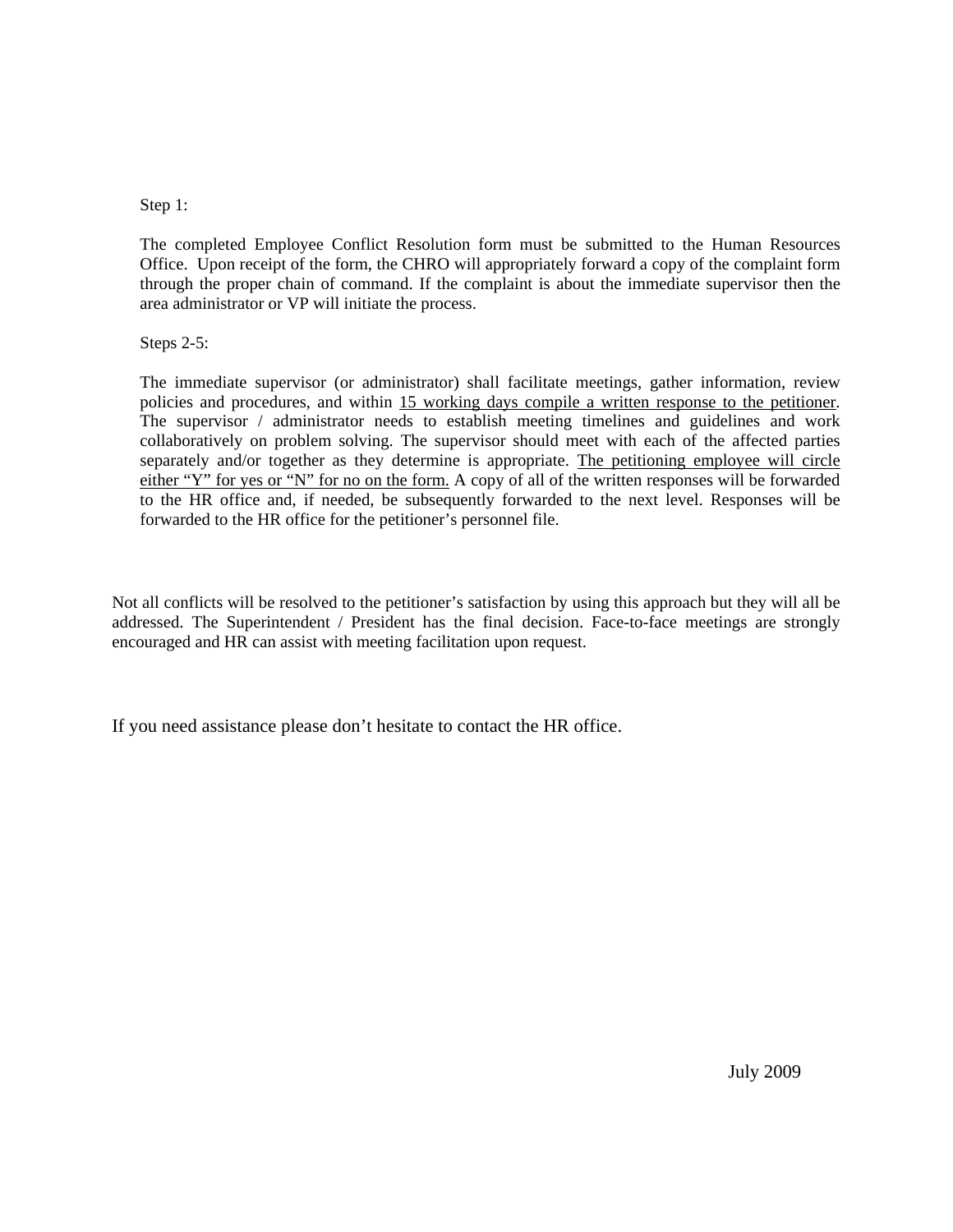Step 1:

The completed Employee Conflict Resolution form must be submitted to the Human Resources Office. Upon receipt of the form, the CHRO will appropriately forward a copy of the complaint form through the proper chain of command. If the complaint is about the immediate supervisor then the area administrator or VP will initiate the process.

Steps 2-5:

The immediate supervisor (or administrator) shall facilitate meetings, gather information, review policies and procedures, and within <u>15 working days compile a written response to the petitioner</u>. The supervisor / administrator needs to establish meeting timelines and guidelines and work collaboratively on problem solving. The supervisor should meet with each of the affected parties separately and/or together as they determine is appropriate. <u>The petitioning employee will circle either "Y" for yes or "N" for no on the form.</u> A copy of all of the written responses will be forwarded to the HR office and, if needed, be subsequently forwarded to the next level. Responses will be forwarded to the HR office for the petitioner's personnel file.

Not all conflicts will be resolved to the petitioner's satisfaction by using this approach but they will all be addressed. The Superintendent / President has the final decision. Face-to-face meetings are strongly encouraged and HR can assist with meeting facilitation upon request.

If you need assistance please don't hesitate to contact the HR office.

July 2009